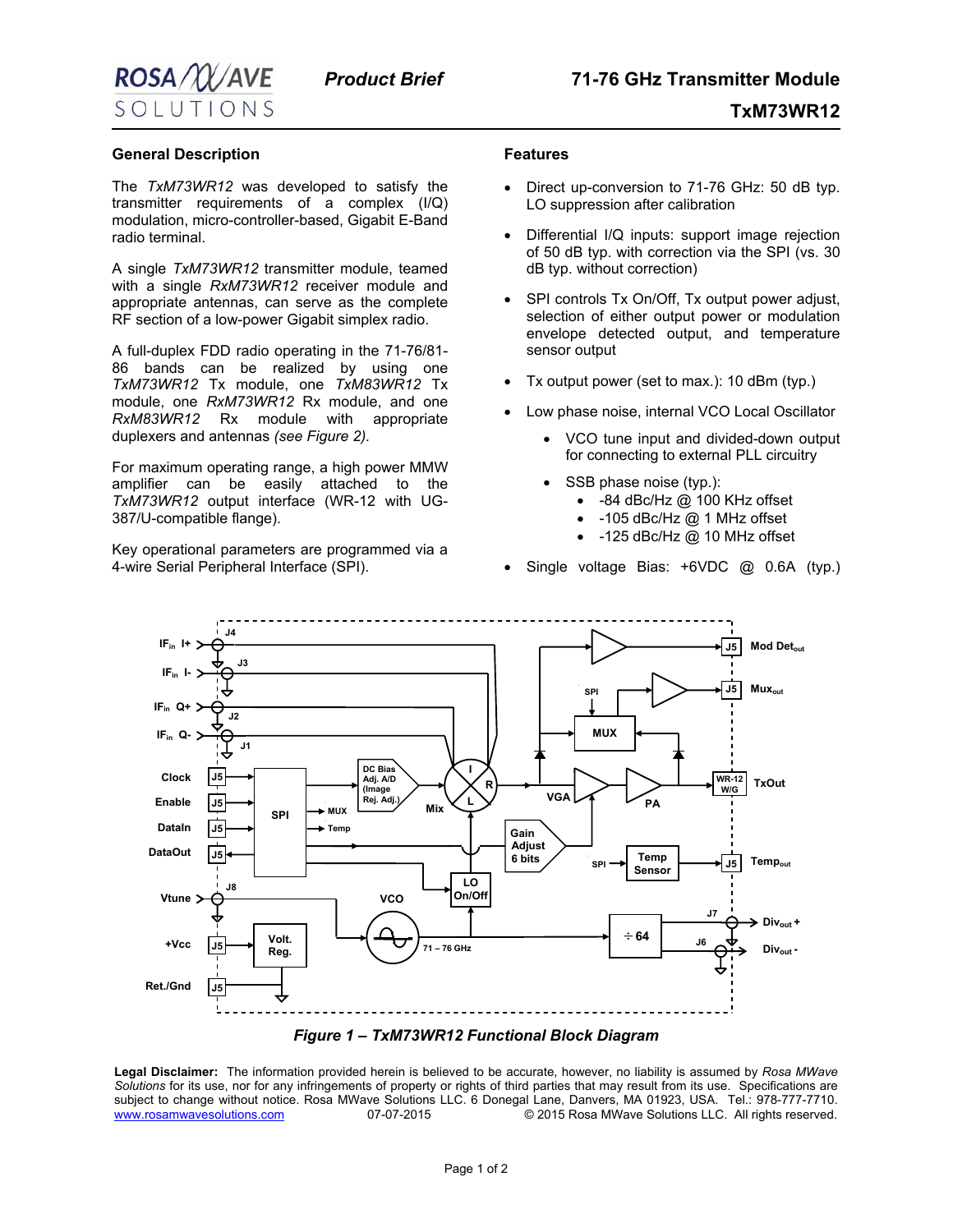# 71-76 GHz Transmitter Module

## TxM73WR12

*Product Brief*

## General Description

The *TxM73WR12* was developed to satisfy the transmitter requirements of a complex (I/Q) modulation, micro-controller-based, Gigabit E-Band radio terminal.

A single *TxM73WR12* transmitter module, teamed with a single *RxM73WR12* receiver module and appropriate antennas, can serve as the complete RF section of a low-power Gigabit simplex radio.

A full-duplex FDD radio operating in the 71-76/81-86 bands can be realized by using one *TxM73WR12* Tx module, one *TxM83WR12* Tx module, one *RxM73WR12* Rx module, and one *RxM83WR12* Rx module with appropriate duplexers and antennas *(see Figure 2).*

For maximum operating range, a high power MMW amplifier can be easily attached to the *TxM73WR12* output interface (WR-12 with UG-387/U-compatible flange).

Key operational parameters are programmed via a 4-wire Serial Peripheral Interface (SPI).

## Features

- Direct up-conversion to 71-76 GHz: 50 dB typ. LO suppression after calibration
- Differential I/Q inputs: support image rejection of 50 dB typ. with correction via the SPI (vs. 30 dB typ. without correction)
- SPI controls Tx On/Off, Tx output power adjust, selection of either output power or modulation envelope detected output, and temperature sensor output
- Tx output power (set to max.): 10 dBm (typ.)
- Low phase noise, internal VCO Local Oscillator
  - VCO tune input and divided-down output for connecting to external PLL circuitry
  - SSB phase noise (typ.):
    - -84 dBc/Hz @ 100 KHz offset
    - -105 dBc/Hz @ 1 MHz offset
    - -125 dBc/Hz @ 10 MHz offset
- Single voltage Bias: +6VDC @ 0.6A (typ.)

*Figure 1 – TxM73WR12 Functional Block Diagram*

**Legal Disclaimer:** The information provided herein is believed to be accurate, however, no liability is assumed by *Rosa MWave Solutions* for its use, nor for any infringements of property or rights of third parties that may result from its use. Specifications are subject to change without notice. Rosa MWave Solutions LLC. 6 Donegal Lane, Danvers, MA 01923, USA. Tel.: 978-777-7710. www.rosamwavesolutions.com 07-07-2015 © 2015 Rosa MWave Solutions LLC. All rights reserved.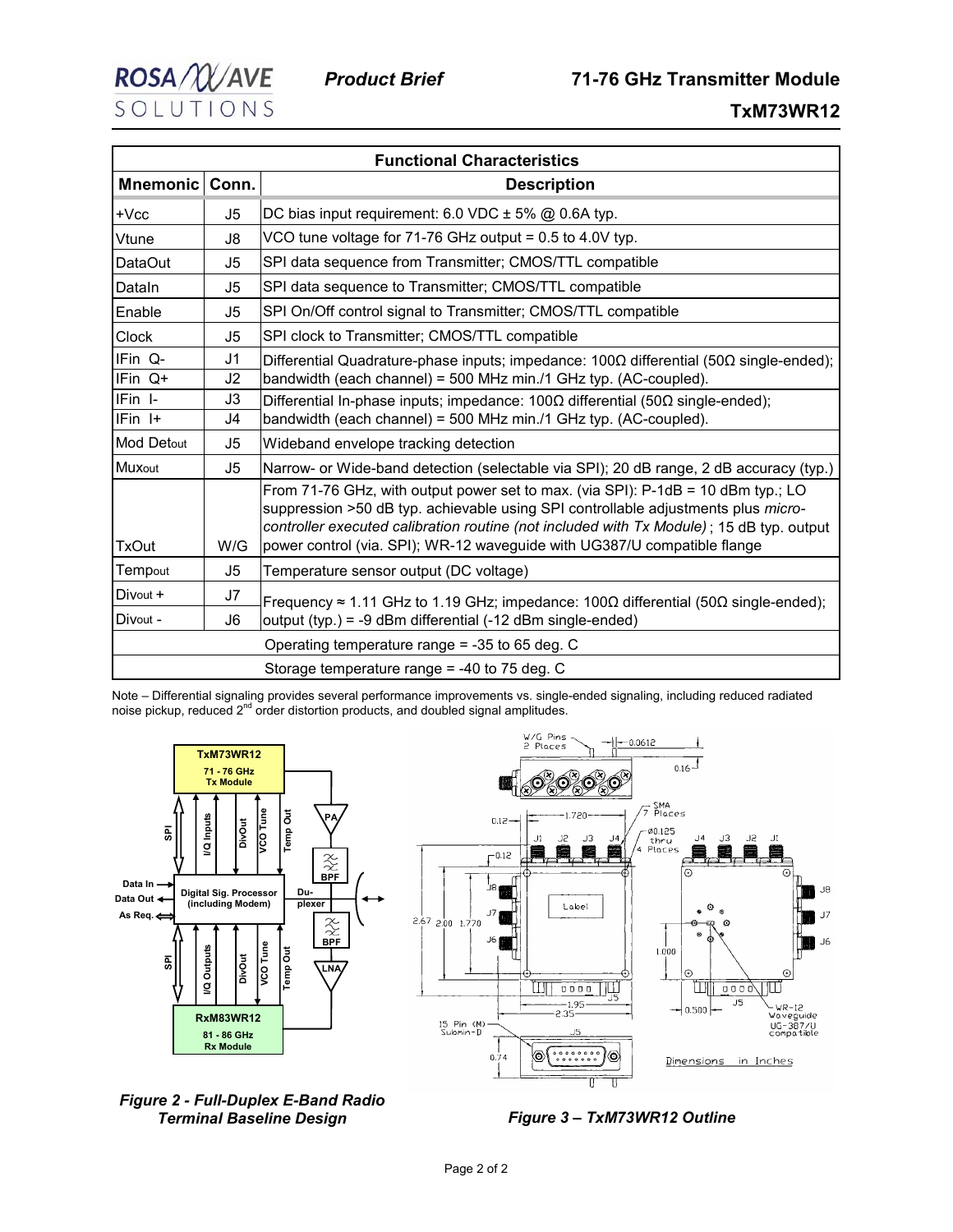| Functional Characteristics | | |
|---|---|---|
| **Mnemonic** | **Conn.** | **Description** |
| +Vcc | J5 | DC bias input requirement: 6.0 VDC ± 5% @ 0.6A typ. |
| Vtune | J8 | VCO tune voltage for 71-76 GHz output = 0.5 to 4.0V typ. |
| DataOut | J5 | SPI data sequence from Transmitter; CMOS/TTL compatible |
| DataIn | J5 | SPI data sequence to Transmitter; CMOS/TTL compatible |
| Enable | J5 | SPI On/Off control signal to Transmitter; CMOS/TTL compatible |
| Clock | J5 | SPI clock to Transmitter; CMOS/TTL compatible |
| IFin Q- | J1 | Differential Quadrature-phase inputs; impedance: 100Ω differential (50Ω single-ended); bandwidth (each channel) = 500 MHz min./1 GHz typ. (AC-coupled). |
| IFin Q+ | J2 | |
| IFin I- | J3 | Differential In-phase inputs; impedance: 100Ω differential (50Ω single-ended); bandwidth (each channel) = 500 MHz min./1 GHz typ. (AC-coupled). |
| IFin I+ | J4 | |
| Mod Detout | J5 | Wideband envelope tracking detection |
| Muxout | J5 | Narrow- or Wide-band detection (selectable via SPI); 20 dB range, 2 dB accuracy (typ.) |
| TxOut | W/G | From 71-76 GHz, with output power set to max. (via SPI): P-1dB = 10 dBm typ.; LO suppression >50 dB typ. achievable using SPI controllable adjustments plus *micro-controller executed calibration routine (not included with Tx Module)* ; 15 dB typ. output power control (via. SPI); WR-12 waveguide with UG387/U compatible flange |
| Tempout | J5 | Temperature sensor output (DC voltage) |
| Divout + | J7 | Frequency ≈ 1.11 GHz to 1.19 GHz; impedance: 100Ω differential (50Ω single-ended); output (typ.) = -9 dBm differential (-12 dBm single-ended) |
| Divout - | J6 | |
| Operating temperature range = -35 to 65 deg. C | | |
| Storage temperature range = -40 to 75 deg. C | | |

Note – Differential signaling provides several performance improvements vs. single-ended signaling, including reduced radiated noise pickup, reduced 2nd order distortion products, and doubled signal amplitudes.

TxM73WR12
71 - 76 GHz
Tx Module
SPI
I/Q Inputs
DivOut
VCO Tune
Temp Out
PA
BPF
Data In
Data Out
As Req.
Digital Sig. Processor (including Modem)
Du-plexer
BPF
LNA
SPI
I/Q Outputs
DivOut
VCO Tune
Temp Out
RxM83WR12
81 - 86 GHz
Rx Module

*Figure 2 - Full-Duplex E-Band Radio Terminal Baseline Design*

W/G Pins 2 Places
0.0612
0.16
SMA 7 Places
0.12
1.720
Ø0.125 thru 4 Places
J1 J2 J3 J4
J4 J3 J2 J1
0.12
J8
J7
J6
Label
2.67 2.00 1.770
1.000
J8
J7
J6
J5
1.95
2.35
J5
0.500
WR-12 Waveguide UG-387/U compatible
15 Pin (M) Sub-D
J5
0.74
Dimensions in Inches

*Figure 3 – TxM73WR12 Outline*